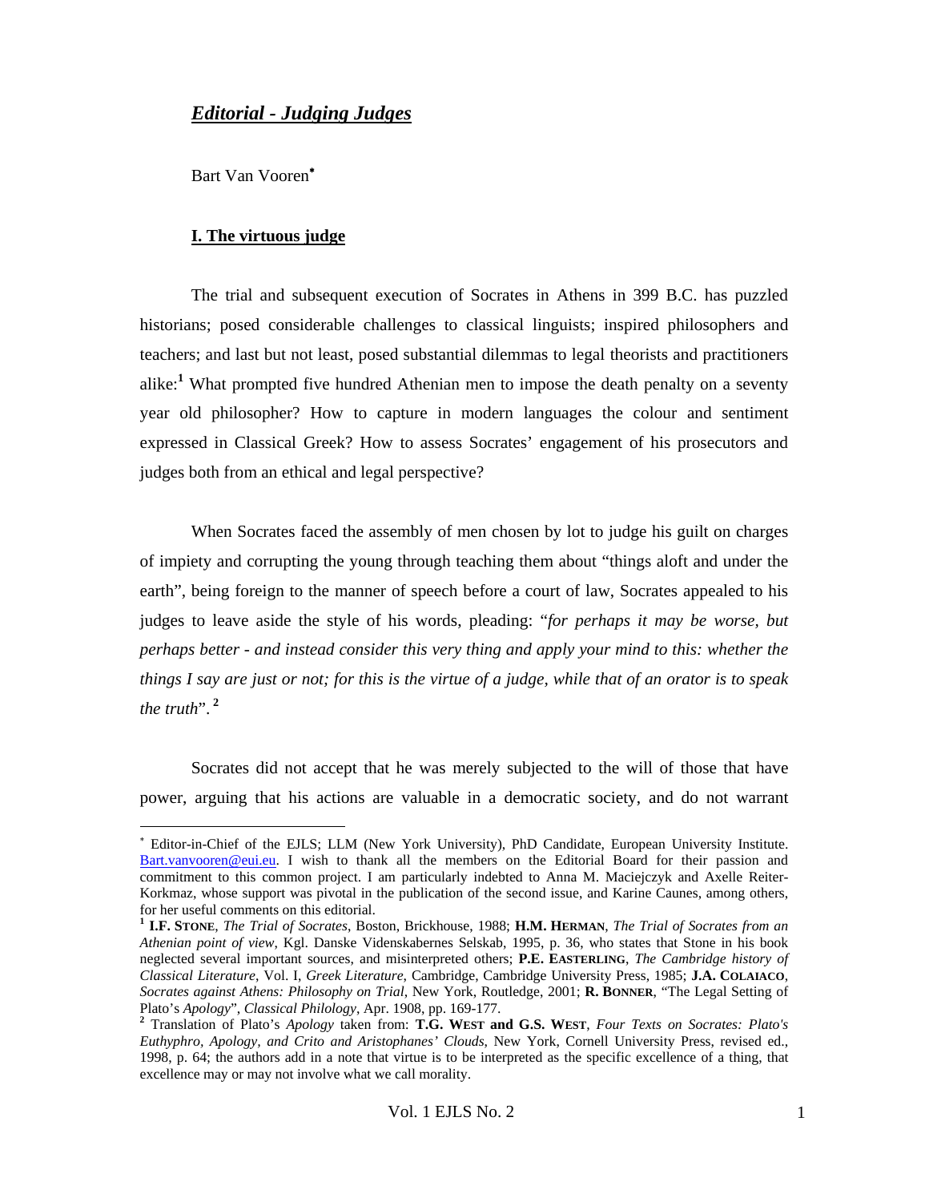## *Editorial - Judging Judges*

Bart Van Vooren[*]

### I. The virtuous judge

The trial and subsequent execution of Socrates in Athens in 399 B.C. has puzzled historians; posed considerable challenges to classical linguists; inspired philosophers and teachers; and last but not least, posed substantial dilemmas to legal theorists and practitioners alike:[1] What prompted five hundred Athenian men to impose the death penalty on a seventy year old philosopher? How to capture in modern languages the colour and sentiment expressed in Classical Greek? How to assess Socrates' engagement of his prosecutors and judges both from an ethical and legal perspective?

When Socrates faced the assembly of men chosen by lot to judge his guilt on charges of impiety and corrupting the young through teaching them about "things aloft and under the earth", being foreign to the manner of speech before a court of law, Socrates appealed to his judges to leave aside the style of his words, pleading: "*for perhaps it may be worse, but perhaps better - and instead consider this very thing and apply your mind to this: whether the things I say are just or not; for this is the virtue of a judge, while that of an orator is to speak the truth*".[2]

Socrates did not accept that he was merely subjected to the will of those that have power, arguing that his actions are valuable in a democratic society, and do not warrant

---

[*] Editor-in-Chief of the EJLS; LLM (New York University), PhD Candidate, European University Institute. Bart.vanvooren@eui.eu. I wish to thank all the members on the Editorial Board for their passion and commitment to this common project. I am particularly indebted to Anna M. Maciejczyk and Axelle Reiter-Korkmaz, whose support was pivotal in the publication of the second issue, and Karine Caunes, among others, for her useful comments on this editorial.

[1] **I.F. Stone**, *The Trial of Socrates*, Boston, Brickhouse, 1988; **H.M. Herman**, *The Trial of Socrates from an Athenian point of view*, Kgl. Danske Videnskabernes Selskab, 1995, p. 36, who states that Stone in his book neglected several important sources, and misinterpreted others; **P.E. Easterling**, *The Cambridge history of Classical Literature*, Vol. I, *Greek Literature*, Cambridge, Cambridge University Press, 1985; **J.A. Colaiaco**, *Socrates against Athens: Philosophy on Trial*, New York, Routledge, 2001; **R. Bonner**, "The Legal Setting of Plato's *Apology*", *Classical Philology*, Apr. 1908, pp. 169-177.

[2] Translation of Plato's *Apology* taken from: **T.G. West and G.S. West**, *Four Texts on Socrates: Plato's Euthyphro, Apology, and Crito and Aristophanes' Clouds*, New York, Cornell University Press, revised ed., 1998, p. 64; the authors add in a note that virtue is to be interpreted as the specific excellence of a thing, that excellence may or may not involve what we call morality.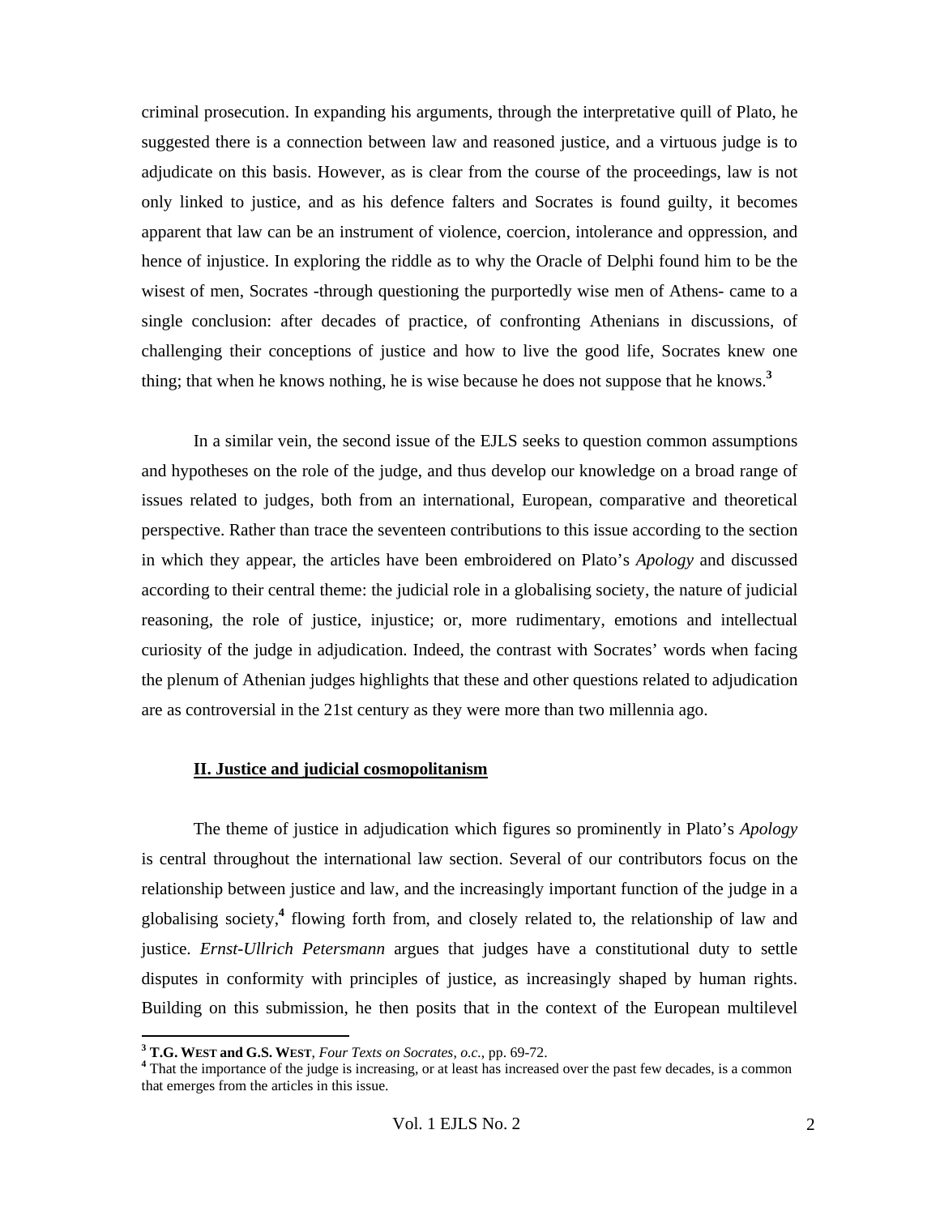criminal prosecution. In expanding his arguments, through the interpretative quill of Plato, he suggested there is a connection between law and reasoned justice, and a virtuous judge is to adjudicate on this basis. However, as is clear from the course of the proceedings, law is not only linked to justice, and as his defence falters and Socrates is found guilty, it becomes apparent that law can be an instrument of violence, coercion, intolerance and oppression, and hence of injustice. In exploring the riddle as to why the Oracle of Delphi found him to be the wisest of men, Socrates -through questioning the purportedly wise men of Athens- came to a single conclusion: after decades of practice, of confronting Athenians in discussions, of challenging their conceptions of justice and how to live the good life, Socrates knew one thing; that when he knows nothing, he is wise because he does not suppose that he knows.[3]

In a similar vein, the second issue of the EJLS seeks to question common assumptions and hypotheses on the role of the judge, and thus develop our knowledge on a broad range of issues related to judges, both from an international, European, comparative and theoretical perspective. Rather than trace the seventeen contributions to this issue according to the section in which they appear, the articles have been embroidered on Plato's *Apology* and discussed according to their central theme: the judicial role in a globalising society, the nature of judicial reasoning, the role of justice, injustice; or, more rudimentary, emotions and intellectual curiosity of the judge in adjudication. Indeed, the contrast with Socrates' words when facing the plenum of Athenian judges highlights that these and other questions related to adjudication are as controversial in the 21st century as they were more than two millennia ago.

## II. Justice and judicial cosmopolitanism

The theme of justice in adjudication which figures so prominently in Plato's *Apology* is central throughout the international law section. Several of our contributors focus on the relationship between justice and law, and the increasingly important function of the judge in a globalising society,[4] flowing forth from, and closely related to, the relationship of law and justice. *Ernst-Ullrich Petersmann* argues that judges have a constitutional duty to settle disputes in conformity with principles of justice, as increasingly shaped by human rights. Building on this submission, he then posits that in the context of the European multilevel

---

[3] **T.G. West and G.S. West**, *Four Texts on Socrates*, *o.c.*, pp. 69-72.

[4] That the importance of the judge is increasing, or at least has increased over the past few decades, is a common that emerges from the articles in this issue.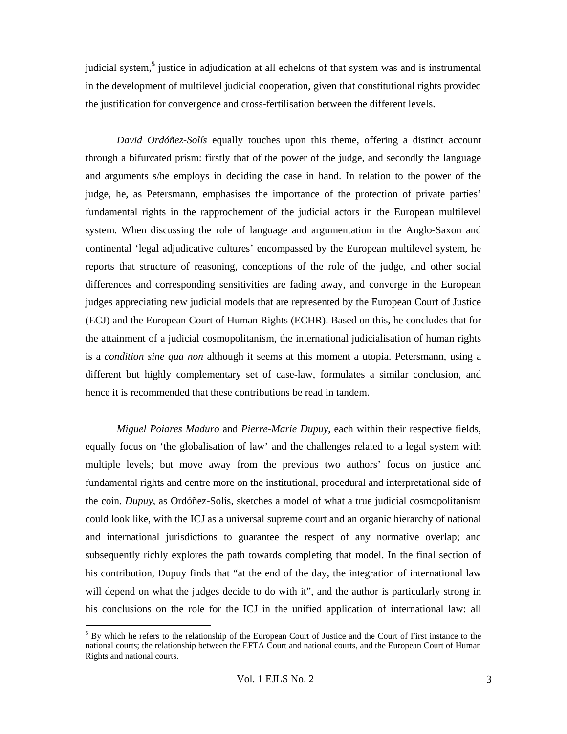judicial system,[5] justice in adjudication at all echelons of that system was and is instrumental in the development of multilevel judicial cooperation, given that constitutional rights provided the justification for convergence and cross-fertilisation between the different levels.

*David Ordóñez-Solís* equally touches upon this theme, offering a distinct account through a bifurcated prism: firstly that of the power of the judge, and secondly the language and arguments s/he employs in deciding the case in hand. In relation to the power of the judge, he, as Petersmann, emphasises the importance of the protection of private parties' fundamental rights in the rapprochement of the judicial actors in the European multilevel system. When discussing the role of language and argumentation in the Anglo-Saxon and continental 'legal adjudicative cultures' encompassed by the European multilevel system, he reports that structure of reasoning, conceptions of the role of the judge, and other social differences and corresponding sensitivities are fading away, and converge in the European judges appreciating new judicial models that are represented by the European Court of Justice (ECJ) and the European Court of Human Rights (ECHR). Based on this, he concludes that for the attainment of a judicial cosmopolitanism, the international judicialisation of human rights is a *condition sine qua non* although it seems at this moment a utopia. Petersmann, using a different but highly complementary set of case-law, formulates a similar conclusion, and hence it is recommended that these contributions be read in tandem.

*Miguel Poiares Maduro* and *Pierre-Marie Dupuy*, each within their respective fields, equally focus on 'the globalisation of law' and the challenges related to a legal system with multiple levels; but move away from the previous two authors' focus on justice and fundamental rights and centre more on the institutional, procedural and interpretational side of the coin. *Dupuy*, as Ordóñez-Solís, sketches a model of what a true judicial cosmopolitanism could look like, with the ICJ as a universal supreme court and an organic hierarchy of national and international jurisdictions to guarantee the respect of any normative overlap; and subsequently richly explores the path towards completing that model. In the final section of his contribution, Dupuy finds that "at the end of the day, the integration of international law will depend on what the judges decide to do with it", and the author is particularly strong in his conclusions on the role for the ICJ in the unified application of international law: all

[5] By which he refers to the relationship of the European Court of Justice and the Court of First instance to the national courts; the relationship between the EFTA Court and national courts, and the European Court of Human Rights and national courts.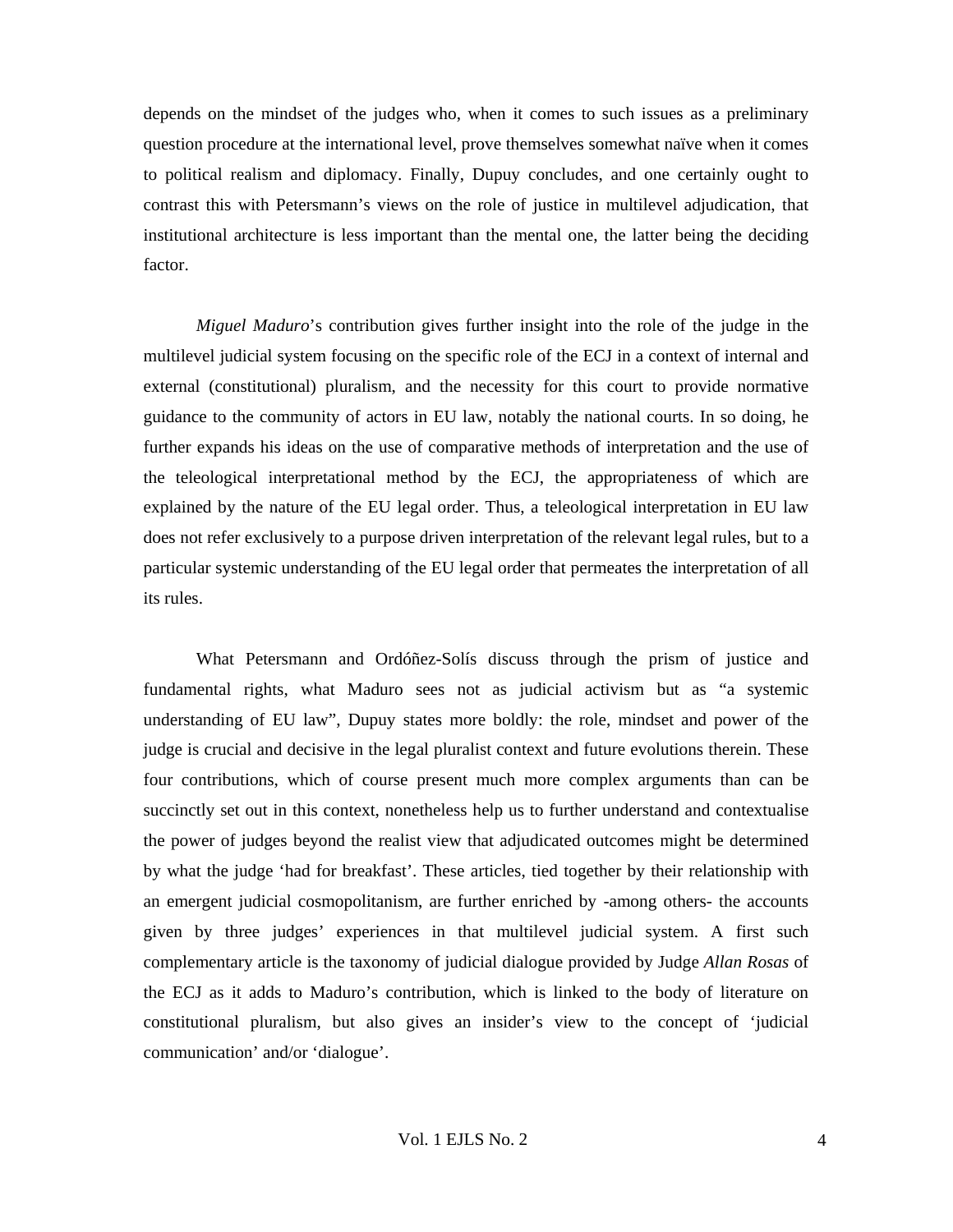depends on the mindset of the judges who, when it comes to such issues as a preliminary question procedure at the international level, prove themselves somewhat naïve when it comes to political realism and diplomacy. Finally, Dupuy concludes, and one certainly ought to contrast this with Petersmann's views on the role of justice in multilevel adjudication, that institutional architecture is less important than the mental one, the latter being the deciding factor.

*Miguel Maduro*'s contribution gives further insight into the role of the judge in the multilevel judicial system focusing on the specific role of the ECJ in a context of internal and external (constitutional) pluralism, and the necessity for this court to provide normative guidance to the community of actors in EU law, notably the national courts. In so doing, he further expands his ideas on the use of comparative methods of interpretation and the use of the teleological interpretational method by the ECJ, the appropriateness of which are explained by the nature of the EU legal order. Thus, a teleological interpretation in EU law does not refer exclusively to a purpose driven interpretation of the relevant legal rules, but to a particular systemic understanding of the EU legal order that permeates the interpretation of all its rules.

What Petersmann and Ordóñez-Solís discuss through the prism of justice and fundamental rights, what Maduro sees not as judicial activism but as "a systemic understanding of EU law", Dupuy states more boldly: the role, mindset and power of the judge is crucial and decisive in the legal pluralist context and future evolutions therein. These four contributions, which of course present much more complex arguments than can be succinctly set out in this context, nonetheless help us to further understand and contextualise the power of judges beyond the realist view that adjudicated outcomes might be determined by what the judge 'had for breakfast'. These articles, tied together by their relationship with an emergent judicial cosmopolitanism, are further enriched by -among others- the accounts given by three judges' experiences in that multilevel judicial system. A first such complementary article is the taxonomy of judicial dialogue provided by Judge *Allan Rosas* of the ECJ as it adds to Maduro's contribution, which is linked to the body of literature on constitutional pluralism, but also gives an insider's view to the concept of 'judicial communication' and/or 'dialogue'.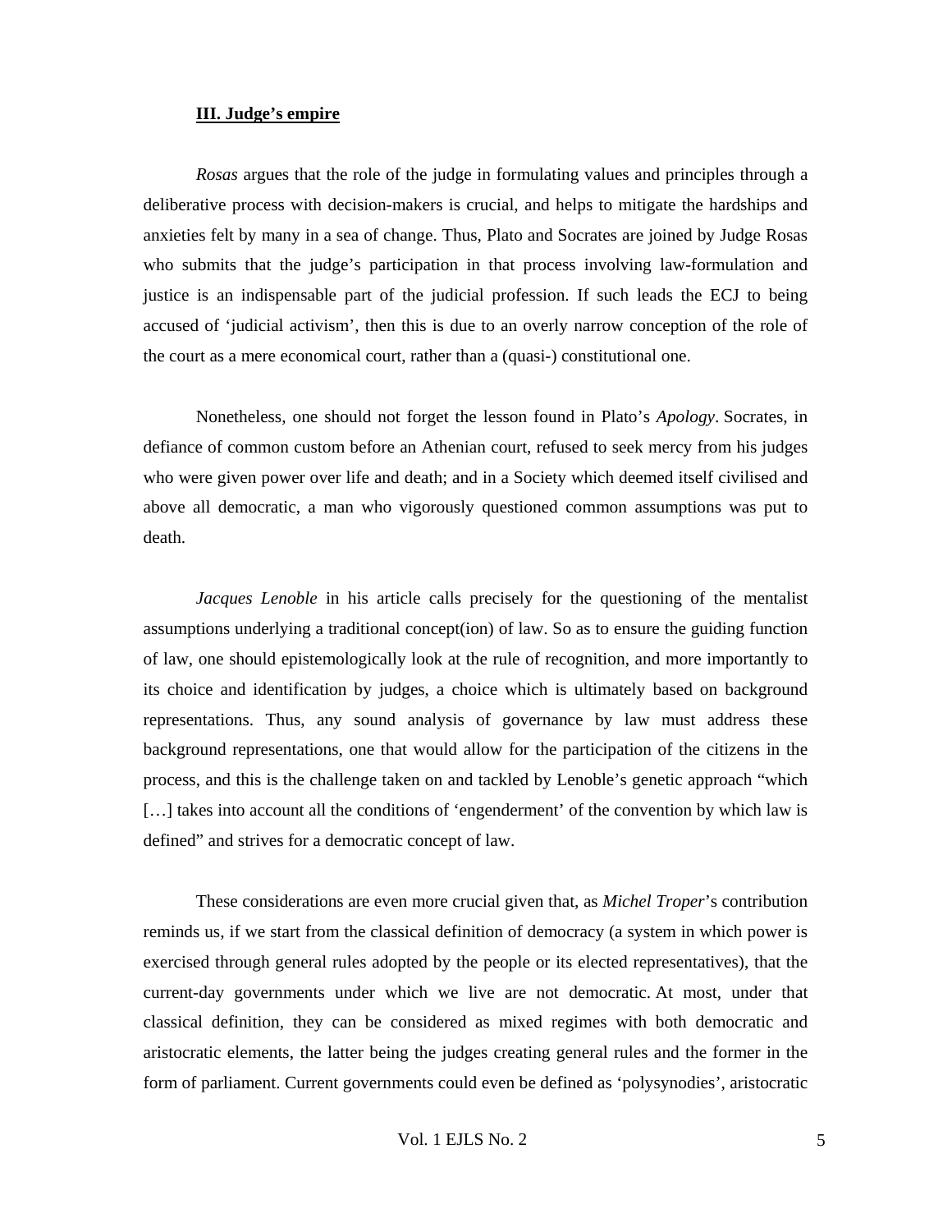### **III. Judge's empire**

*Rosas* argues that the role of the judge in formulating values and principles through a deliberative process with decision-makers is crucial, and helps to mitigate the hardships and anxieties felt by many in a sea of change. Thus, Plato and Socrates are joined by Judge Rosas who submits that the judge's participation in that process involving law-formulation and justice is an indispensable part of the judicial profession. If such leads the ECJ to being accused of 'judicial activism', then this is due to an overly narrow conception of the role of the court as a mere economical court, rather than a (quasi-) constitutional one.

Nonetheless, one should not forget the lesson found in Plato's *Apology*. Socrates, in defiance of common custom before an Athenian court, refused to seek mercy from his judges who were given power over life and death; and in a Society which deemed itself civilised and above all democratic, a man who vigorously questioned common assumptions was put to death.

*Jacques Lenoble* in his article calls precisely for the questioning of the mentalist assumptions underlying a traditional concept(ion) of law. So as to ensure the guiding function of law, one should epistemologically look at the rule of recognition, and more importantly to its choice and identification by judges, a choice which is ultimately based on background representations. Thus, any sound analysis of governance by law must address these background representations, one that would allow for the participation of the citizens in the process, and this is the challenge taken on and tackled by Lenoble's genetic approach "which […] takes into account all the conditions of 'engenderment' of the convention by which law is defined" and strives for a democratic concept of law.

These considerations are even more crucial given that, as *Michel Troper*'s contribution reminds us, if we start from the classical definition of democracy (a system in which power is exercised through general rules adopted by the people or its elected representatives), that the current-day governments under which we live are not democratic. At most, under that classical definition, they can be considered as mixed regimes with both democratic and aristocratic elements, the latter being the judges creating general rules and the former in the form of parliament. Current governments could even be defined as 'polysynodies', aristocratic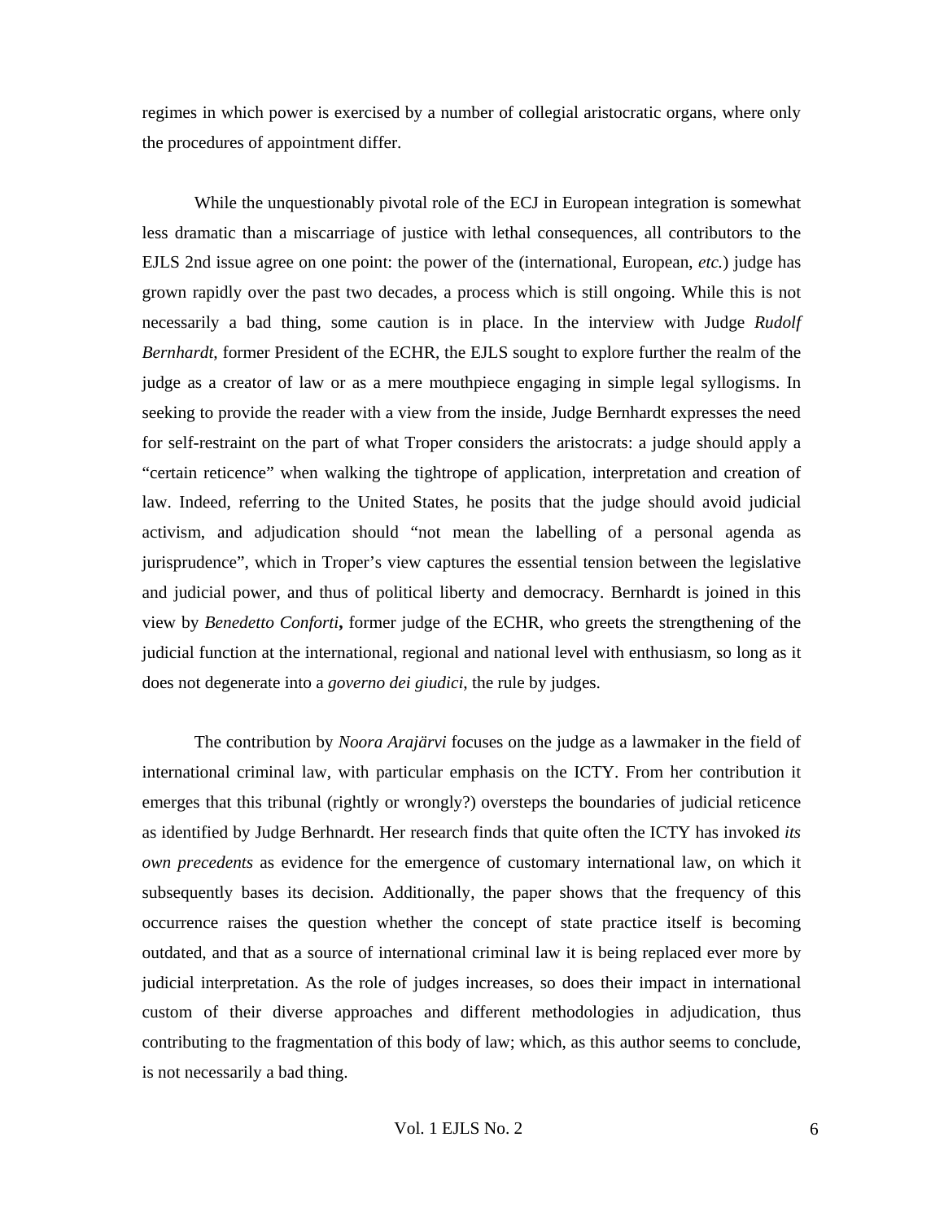regimes in which power is exercised by a number of collegial aristocratic organs, where only the procedures of appointment differ.

While the unquestionably pivotal role of the ECJ in European integration is somewhat less dramatic than a miscarriage of justice with lethal consequences, all contributors to the EJLS 2nd issue agree on one point: the power of the (international, European, *etc.*) judge has grown rapidly over the past two decades, a process which is still ongoing. While this is not necessarily a bad thing, some caution is in place. In the interview with Judge *Rudolf Bernhardt*, former President of the ECHR, the EJLS sought to explore further the realm of the judge as a creator of law or as a mere mouthpiece engaging in simple legal syllogisms. In seeking to provide the reader with a view from the inside, Judge Bernhardt expresses the need for self-restraint on the part of what Troper considers the aristocrats: a judge should apply a "certain reticence" when walking the tightrope of application, interpretation and creation of law. Indeed, referring to the United States, he posits that the judge should avoid judicial activism, and adjudication should "not mean the labelling of a personal agenda as jurisprudence", which in Troper's view captures the essential tension between the legislative and judicial power, and thus of political liberty and democracy. Bernhardt is joined in this view by *Benedetto Conforti*, former judge of the ECHR, who greets the strengthening of the judicial function at the international, regional and national level with enthusiasm, so long as it does not degenerate into a *governo dei giudici*, the rule by judges.

The contribution by *Noora Arajärvi* focuses on the judge as a lawmaker in the field of international criminal law, with particular emphasis on the ICTY. From her contribution it emerges that this tribunal (rightly or wrongly?) oversteps the boundaries of judicial reticence as identified by Judge Berhnardt. Her research finds that quite often the ICTY has invoked *its own precedents* as evidence for the emergence of customary international law, on which it subsequently bases its decision. Additionally, the paper shows that the frequency of this occurrence raises the question whether the concept of state practice itself is becoming outdated, and that as a source of international criminal law it is being replaced ever more by judicial interpretation. As the role of judges increases, so does their impact in international custom of their diverse approaches and different methodologies in adjudication, thus contributing to the fragmentation of this body of law; which, as this author seems to conclude, is not necessarily a bad thing.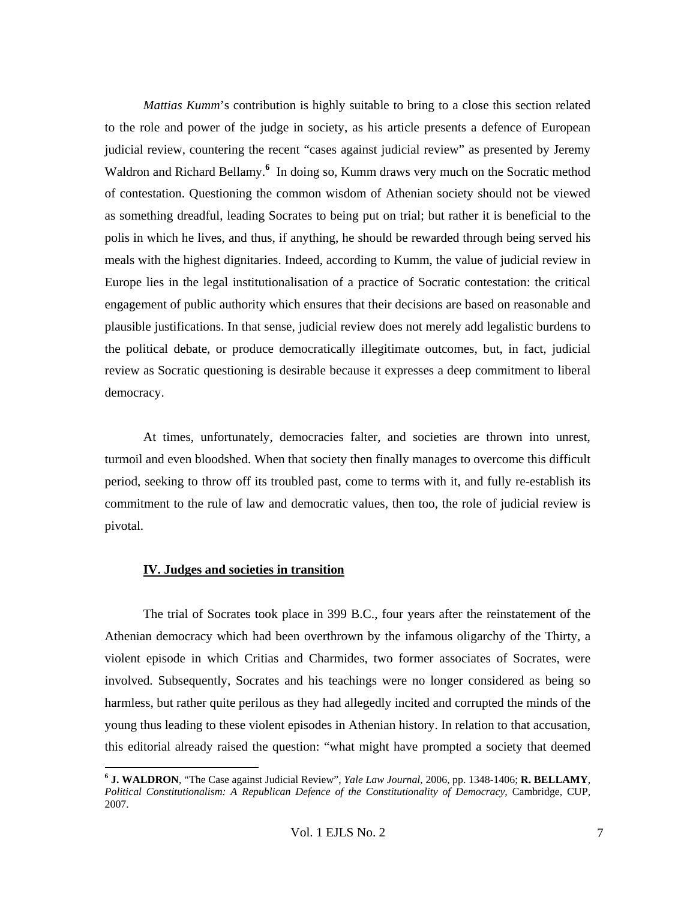*Mattias Kumm*'s contribution is highly suitable to bring to a close this section related to the role and power of the judge in society, as his article presents a defence of European judicial review, countering the recent "cases against judicial review" as presented by Jeremy Waldron and Richard Bellamy.[6] In doing so, Kumm draws very much on the Socratic method of contestation. Questioning the common wisdom of Athenian society should not be viewed as something dreadful, leading Socrates to being put on trial; but rather it is beneficial to the polis in which he lives, and thus, if anything, he should be rewarded through being served his meals with the highest dignitaries. Indeed, according to Kumm, the value of judicial review in Europe lies in the legal institutionalisation of a practice of Socratic contestation: the critical engagement of public authority which ensures that their decisions are based on reasonable and plausible justifications. In that sense, judicial review does not merely add legalistic burdens to the political debate, or produce democratically illegitimate outcomes, but, in fact, judicial review as Socratic questioning is desirable because it expresses a deep commitment to liberal democracy.

At times, unfortunately, democracies falter, and societies are thrown into unrest, turmoil and even bloodshed. When that society then finally manages to overcome this difficult period, seeking to throw off its troubled past, come to terms with it, and fully re-establish its commitment to the rule of law and democratic values, then too, the role of judicial review is pivotal.

## IV. Judges and societies in transition

The trial of Socrates took place in 399 B.C., four years after the reinstatement of the Athenian democracy which had been overthrown by the infamous oligarchy of the Thirty, a violent episode in which Critias and Charmides, two former associates of Socrates, were involved. Subsequently, Socrates and his teachings were no longer considered as being so harmless, but rather quite perilous as they had allegedly incited and corrupted the minds of the young thus leading to these violent episodes in Athenian history. In relation to that accusation, this editorial already raised the question: "what might have prompted a society that deemed

[6] **J. WALDRON**, "The Case against Judicial Review", *Yale Law Journal*, 2006, pp. 1348-1406; **R. BELLAMY**, *Political Constitutionalism: A Republican Defence of the Constitutionality of Democracy*, Cambridge, CUP, 2007.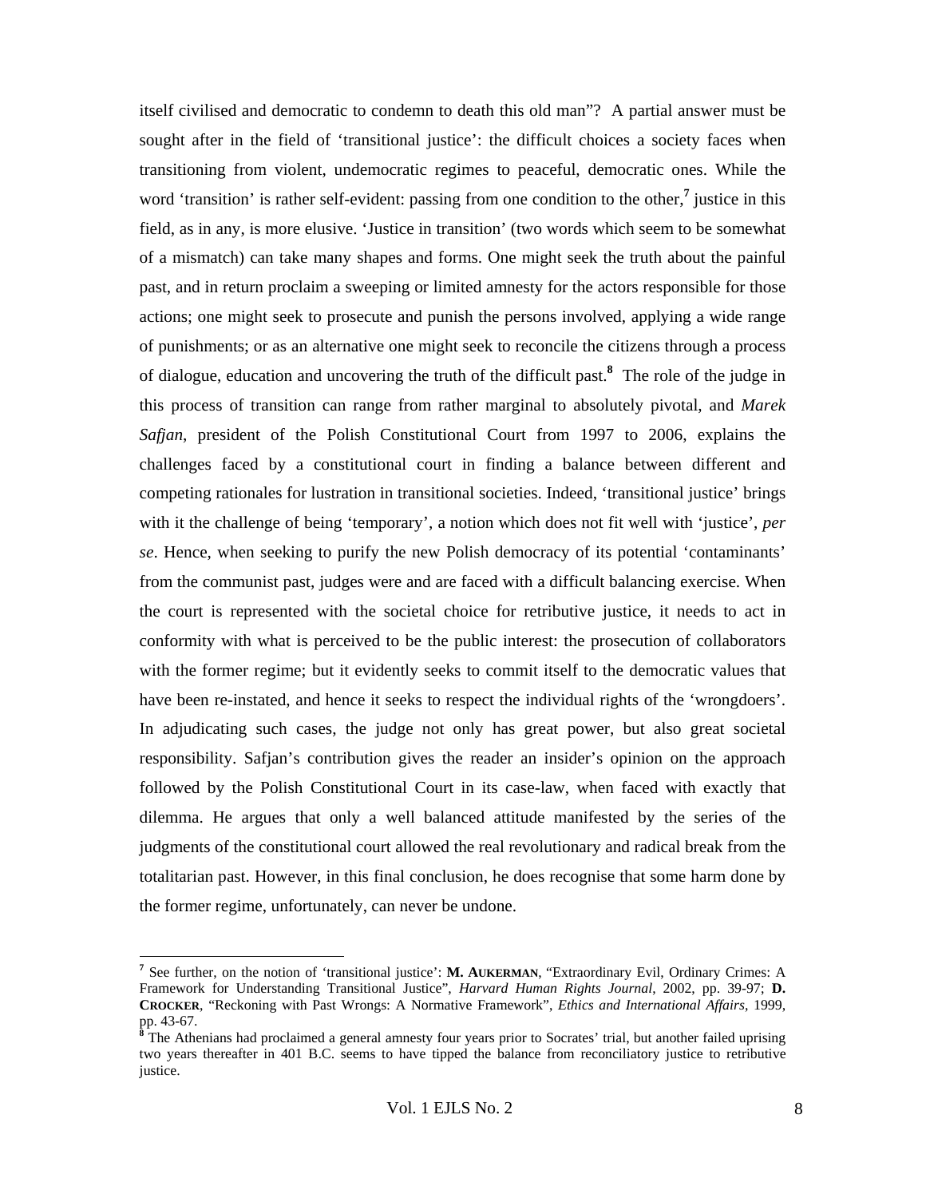itself civilised and democratic to condemn to death this old man"? A partial answer must be sought after in the field of 'transitional justice': the difficult choices a society faces when transitioning from violent, undemocratic regimes to peaceful, democratic ones. While the word 'transition' is rather self-evident: passing from one condition to the other,[7] justice in this field, as in any, is more elusive. 'Justice in transition' (two words which seem to be somewhat of a mismatch) can take many shapes and forms. One might seek the truth about the painful past, and in return proclaim a sweeping or limited amnesty for the actors responsible for those actions; one might seek to prosecute and punish the persons involved, applying a wide range of punishments; or as an alternative one might seek to reconcile the citizens through a process of dialogue, education and uncovering the truth of the difficult past.[8] The role of the judge in this process of transition can range from rather marginal to absolutely pivotal, and *Marek Safjan*, president of the Polish Constitutional Court from 1997 to 2006, explains the challenges faced by a constitutional court in finding a balance between different and competing rationales for lustration in transitional societies. Indeed, 'transitional justice' brings with it the challenge of being 'temporary', a notion which does not fit well with 'justice', *per se*. Hence, when seeking to purify the new Polish democracy of its potential 'contaminants' from the communist past, judges were and are faced with a difficult balancing exercise. When the court is represented with the societal choice for retributive justice, it needs to act in conformity with what is perceived to be the public interest: the prosecution of collaborators with the former regime; but it evidently seeks to commit itself to the democratic values that have been re-instated, and hence it seeks to respect the individual rights of the 'wrongdoers'. In adjudicating such cases, the judge not only has great power, but also great societal responsibility. Safjan's contribution gives the reader an insider's opinion on the approach followed by the Polish Constitutional Court in its case-law, when faced with exactly that dilemma. He argues that only a well balanced attitude manifested by the series of the judgments of the constitutional court allowed the real revolutionary and radical break from the totalitarian past. However, in this final conclusion, he does recognise that some harm done by the former regime, unfortunately, can never be undone.

---

[7] See further, on the notion of 'transitional justice': **M. AUKERMAN**, "Extraordinary Evil, Ordinary Crimes: A Framework for Understanding Transitional Justice", *Harvard Human Rights Journal*, 2002, pp. 39-97; **D. CROCKER**, "Reckoning with Past Wrongs: A Normative Framework", *Ethics and International Affairs*, 1999, pp. 43-67.

[8] The Athenians had proclaimed a general amnesty four years prior to Socrates' trial, but another failed uprising two years thereafter in 401 B.C. seems to have tipped the balance from reconciliatory justice to retributive justice.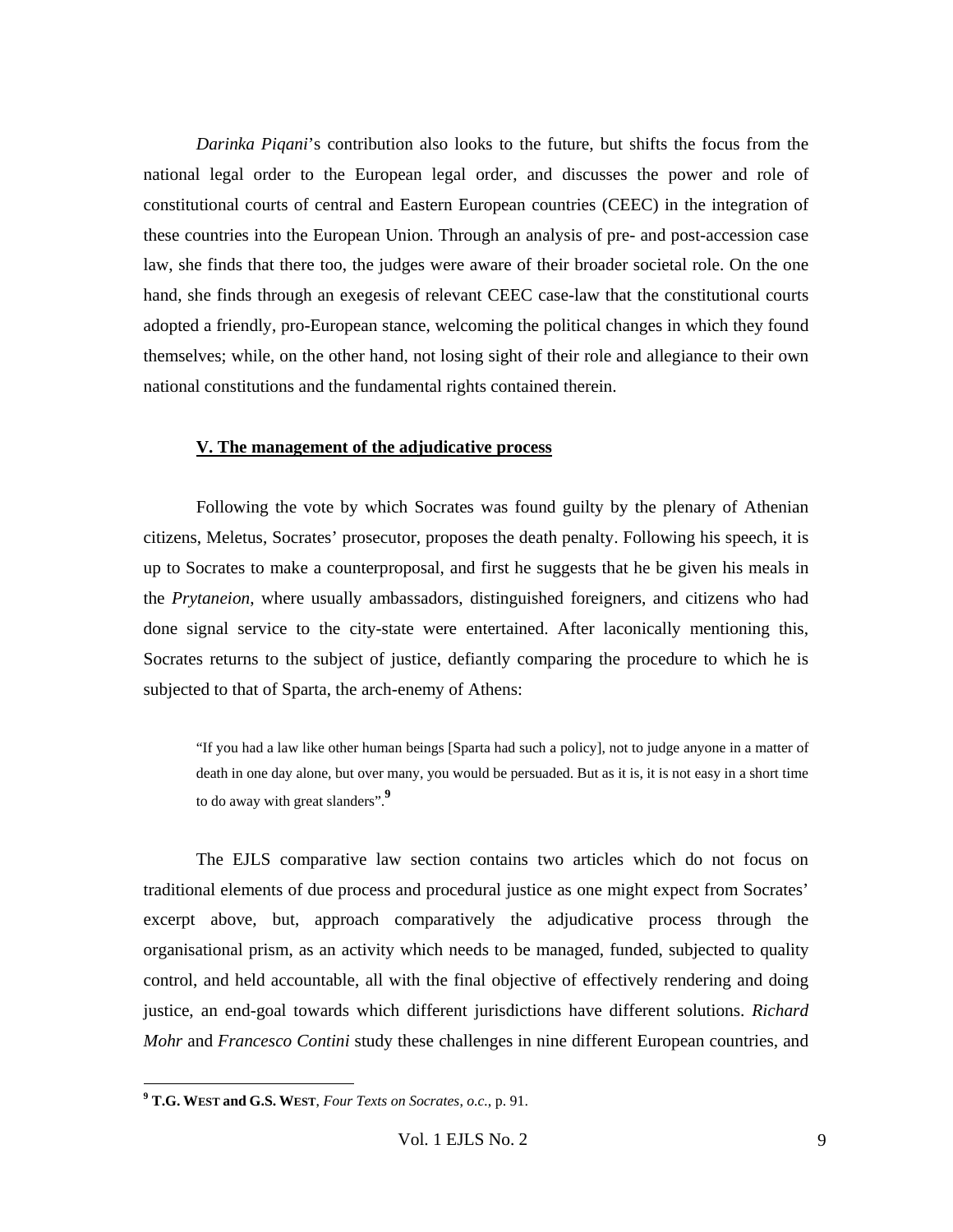*Darinka Piqani*'s contribution also looks to the future, but shifts the focus from the national legal order to the European legal order, and discusses the power and role of constitutional courts of central and Eastern European countries (CEEC) in the integration of these countries into the European Union. Through an analysis of pre- and post-accession case law, she finds that there too, the judges were aware of their broader societal role. On the one hand, she finds through an exegesis of relevant CEEC case-law that the constitutional courts adopted a friendly, pro-European stance, welcoming the political changes in which they found themselves; while, on the other hand, not losing sight of their role and allegiance to their own national constitutions and the fundamental rights contained therein.

## V. The management of the adjudicative process

Following the vote by which Socrates was found guilty by the plenary of Athenian citizens, Meletus, Socrates' prosecutor, proposes the death penalty. Following his speech, it is up to Socrates to make a counterproposal, and first he suggests that he be given his meals in the *Prytaneion*, where usually ambassadors, distinguished foreigners, and citizens who had done signal service to the city-state were entertained. After laconically mentioning this, Socrates returns to the subject of justice, defiantly comparing the procedure to which he is subjected to that of Sparta, the arch-enemy of Athens:

> "If you had a law like other human beings [Sparta had such a policy], not to judge anyone in a matter of death in one day alone, but over many, you would be persuaded. But as it is, it is not easy in a short time to do away with great slanders".[9]

The EJLS comparative law section contains two articles which do not focus on traditional elements of due process and procedural justice as one might expect from Socrates' excerpt above, but, approach comparatively the adjudicative process through the organisational prism, as an activity which needs to be managed, funded, subjected to quality control, and held accountable, all with the final objective of effectively rendering and doing justice, an end-goal towards which different jurisdictions have different solutions. *Richard Mohr* and *Francesco Contini* study these challenges in nine different European countries, and

---

[9] **T.G. West and G.S. West**, *Four Texts on Socrates*, *o.c.*, p. 91.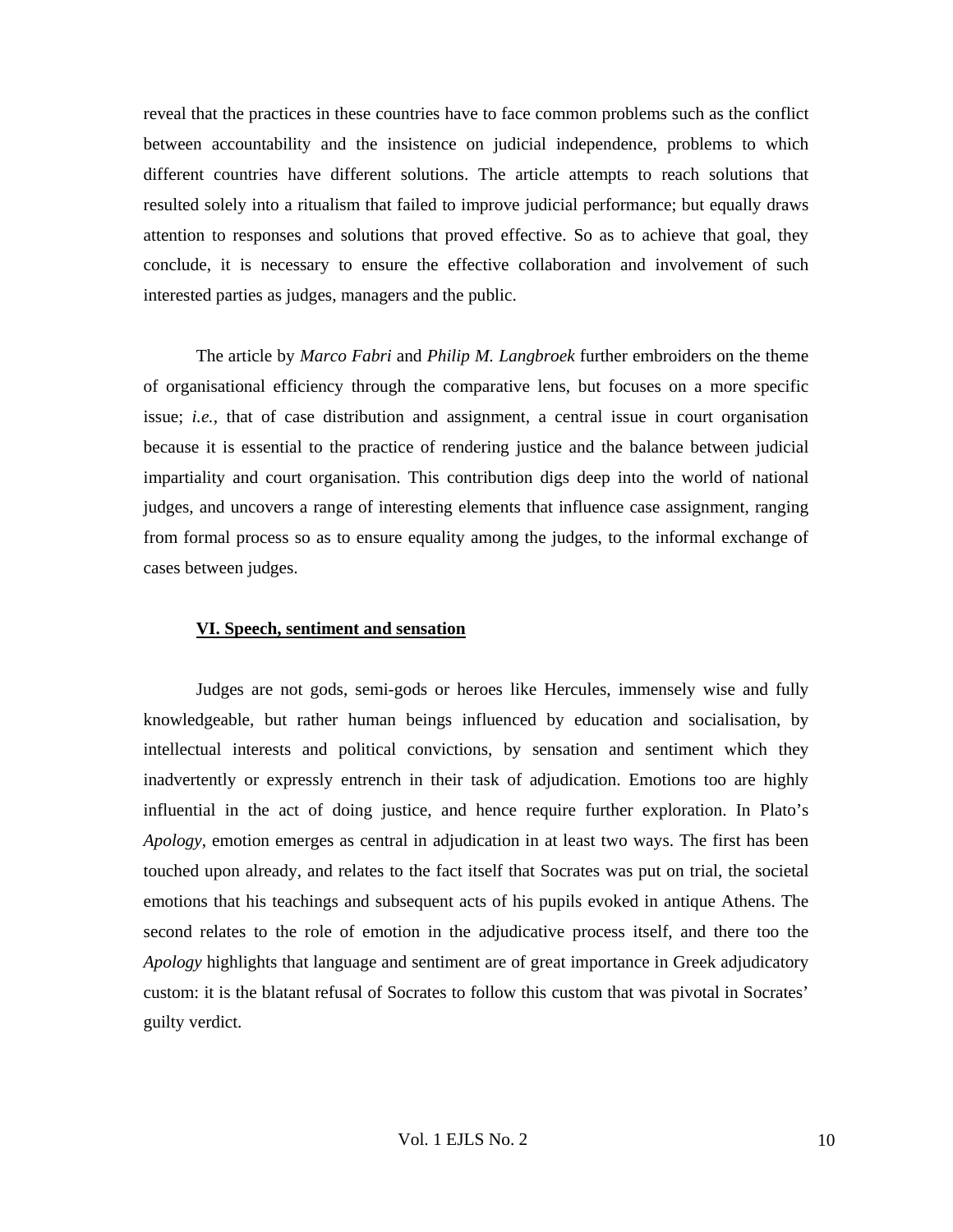reveal that the practices in these countries have to face common problems such as the conflict between accountability and the insistence on judicial independence, problems to which different countries have different solutions. The article attempts to reach solutions that resulted solely into a ritualism that failed to improve judicial performance; but equally draws attention to responses and solutions that proved effective. So as to achieve that goal, they conclude, it is necessary to ensure the effective collaboration and involvement of such interested parties as judges, managers and the public.

The article by *Marco Fabri* and *Philip M. Langbroek* further embroiders on the theme of organisational efficiency through the comparative lens, but focuses on a more specific issue; *i.e.*, that of case distribution and assignment, a central issue in court organisation because it is essential to the practice of rendering justice and the balance between judicial impartiality and court organisation. This contribution digs deep into the world of national judges, and uncovers a range of interesting elements that influence case assignment, ranging from formal process so as to ensure equality among the judges, to the informal exchange of cases between judges.

## VI. Speech, sentiment and sensation

Judges are not gods, semi-gods or heroes like Hercules, immensely wise and fully knowledgeable, but rather human beings influenced by education and socialisation, by intellectual interests and political convictions, by sensation and sentiment which they inadvertently or expressly entrench in their task of adjudication. Emotions too are highly influential in the act of doing justice, and hence require further exploration. In Plato's *Apology*, emotion emerges as central in adjudication in at least two ways. The first has been touched upon already, and relates to the fact itself that Socrates was put on trial, the societal emotions that his teachings and subsequent acts of his pupils evoked in antique Athens. The second relates to the role of emotion in the adjudicative process itself, and there too the *Apology* highlights that language and sentiment are of great importance in Greek adjudicatory custom: it is the blatant refusal of Socrates to follow this custom that was pivotal in Socrates' guilty verdict.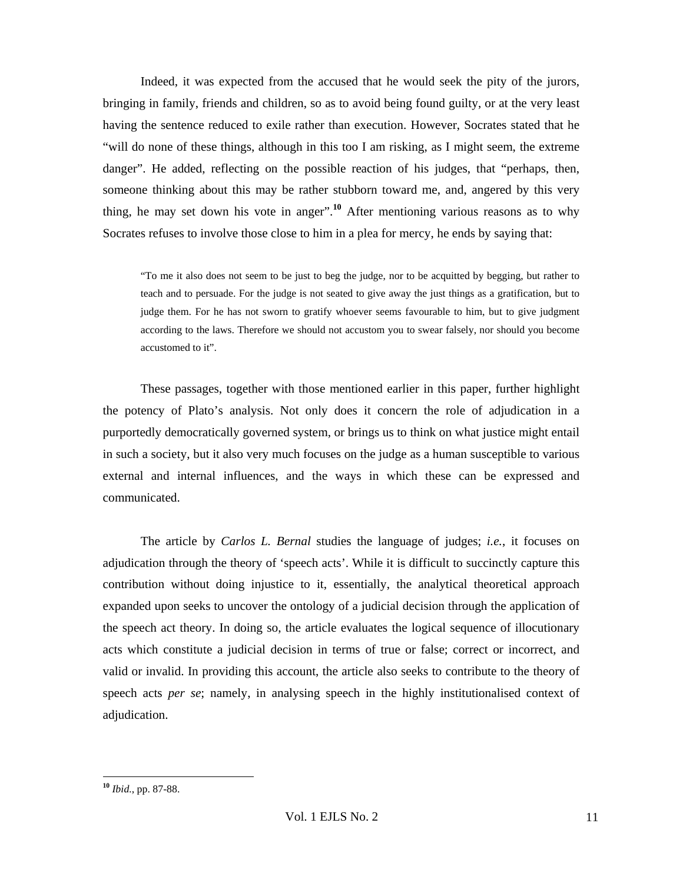Indeed, it was expected from the accused that he would seek the pity of the jurors, bringing in family, friends and children, so as to avoid being found guilty, or at the very least having the sentence reduced to exile rather than execution. However, Socrates stated that he "will do none of these things, although in this too I am risking, as I might seem, the extreme danger". He added, reflecting on the possible reaction of his judges, that "perhaps, then, someone thinking about this may be rather stubborn toward me, and, angered by this very thing, he may set down his vote in anger".[10] After mentioning various reasons as to why Socrates refuses to involve those close to him in a plea for mercy, he ends by saying that:

> "To me it also does not seem to be just to beg the judge, nor to be acquitted by begging, but rather to teach and to persuade. For the judge is not seated to give away the just things as a gratification, but to judge them. For he has not sworn to gratify whoever seems favourable to him, but to give judgment according to the laws. Therefore we should not accustom you to swear falsely, nor should you become accustomed to it".

These passages, together with those mentioned earlier in this paper, further highlight the potency of Plato's analysis. Not only does it concern the role of adjudication in a purportedly democratically governed system, or brings us to think on what justice might entail in such a society, but it also very much focuses on the judge as a human susceptible to various external and internal influences, and the ways in which these can be expressed and communicated.

The article by *Carlos L. Bernal* studies the language of judges; *i.e.*, it focuses on adjudication through the theory of 'speech acts'. While it is difficult to succinctly capture this contribution without doing injustice to it, essentially, the analytical theoretical approach expanded upon seeks to uncover the ontology of a judicial decision through the application of the speech act theory. In doing so, the article evaluates the logical sequence of illocutionary acts which constitute a judicial decision in terms of true or false; correct or incorrect, and valid or invalid. In providing this account, the article also seeks to contribute to the theory of speech acts *per se*; namely, in analysing speech in the highly institutionalised context of adjudication.

---

[10] *Ibid.*, pp. 87-88.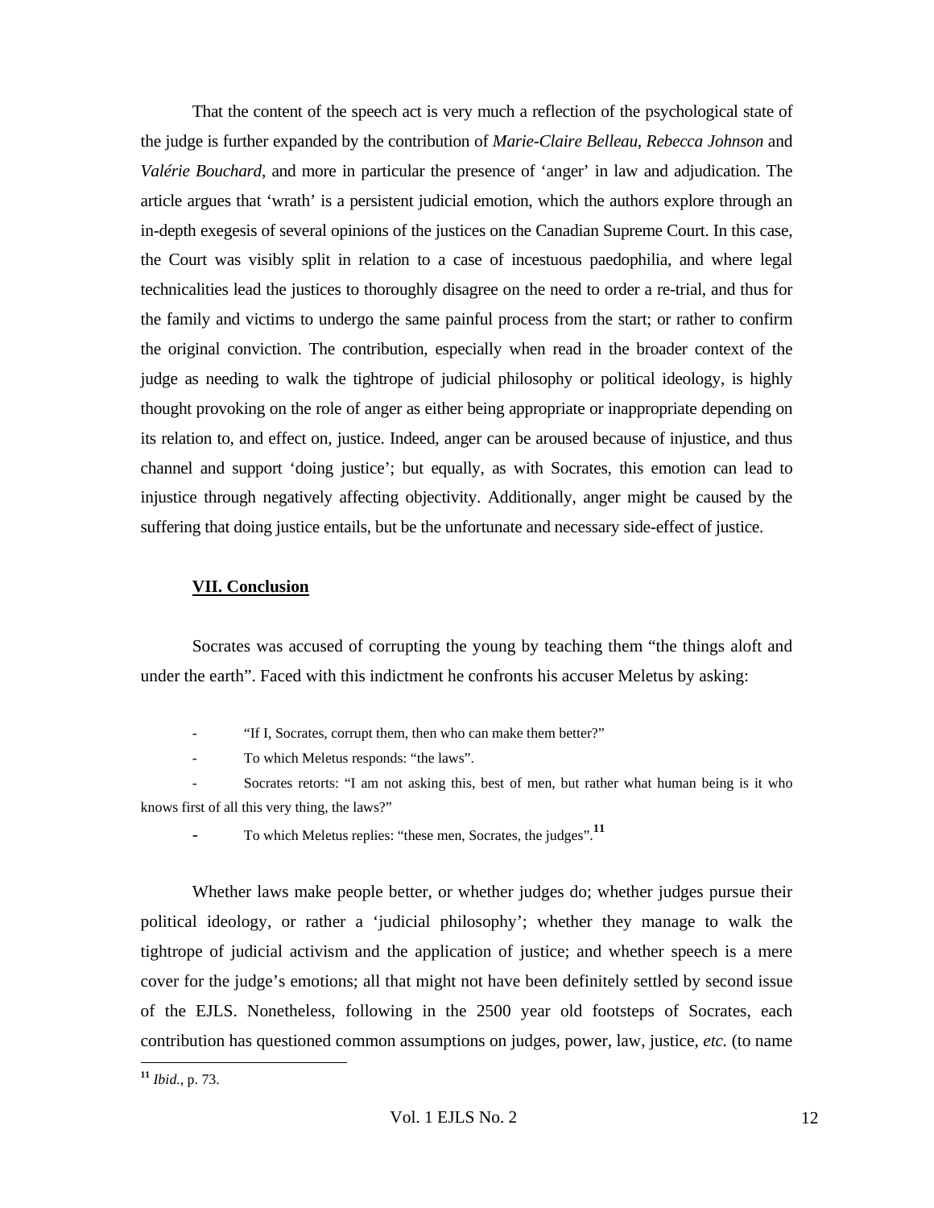That the content of the speech act is very much a reflection of the psychological state of the judge is further expanded by the contribution of *Marie-Claire Belleau*, *Rebecca Johnson* and *Valérie Bouchard*, and more in particular the presence of 'anger' in law and adjudication. The article argues that 'wrath' is a persistent judicial emotion, which the authors explore through an in-depth exegesis of several opinions of the justices on the Canadian Supreme Court. In this case, the Court was visibly split in relation to a case of incestuous paedophilia, and where legal technicalities lead the justices to thoroughly disagree on the need to order a re-trial, and thus for the family and victims to undergo the same painful process from the start; or rather to confirm the original conviction. The contribution, especially when read in the broader context of the judge as needing to walk the tightrope of judicial philosophy or political ideology, is highly thought provoking on the role of anger as either being appropriate or inappropriate depending on its relation to, and effect on, justice. Indeed, anger can be aroused because of injustice, and thus channel and support 'doing justice'; but equally, as with Socrates, this emotion can lead to injustice through negatively affecting objectivity. Additionally, anger might be caused by the suffering that doing justice entails, but be the unfortunate and necessary side-effect of justice.

## VII. Conclusion

Socrates was accused of corrupting the young by teaching them "the things aloft and under the earth". Faced with this indictment he confronts his accuser Meletus by asking:

- "If I, Socrates, corrupt them, then who can make them better?"
- To which Meletus responds: "the laws".
- Socrates retorts: "I am not asking this, best of men, but rather what human being is it who knows first of all this very thing, the laws?"
- To which Meletus replies: "these men, Socrates, the judges".[11]

Whether laws make people better, or whether judges do; whether judges pursue their political ideology, or rather a 'judicial philosophy'; whether they manage to walk the tightrope of judicial activism and the application of justice; and whether speech is a mere cover for the judge's emotions; all that might not have been definitely settled by second issue of the EJLS. Nonetheless, following in the 2500 year old footsteps of Socrates, each contribution has questioned common assumptions on judges, power, law, justice, *etc.* (to name

---

[11] *Ibid.*, p. 73.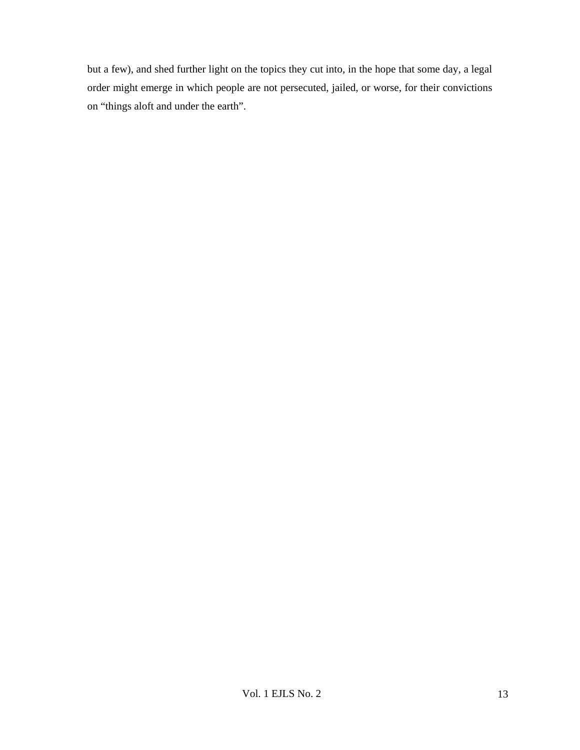but a few), and shed further light on the topics they cut into, in the hope that some day, a legal order might emerge in which people are not persecuted, jailed, or worse, for their convictions on “things aloft and under the earth”.